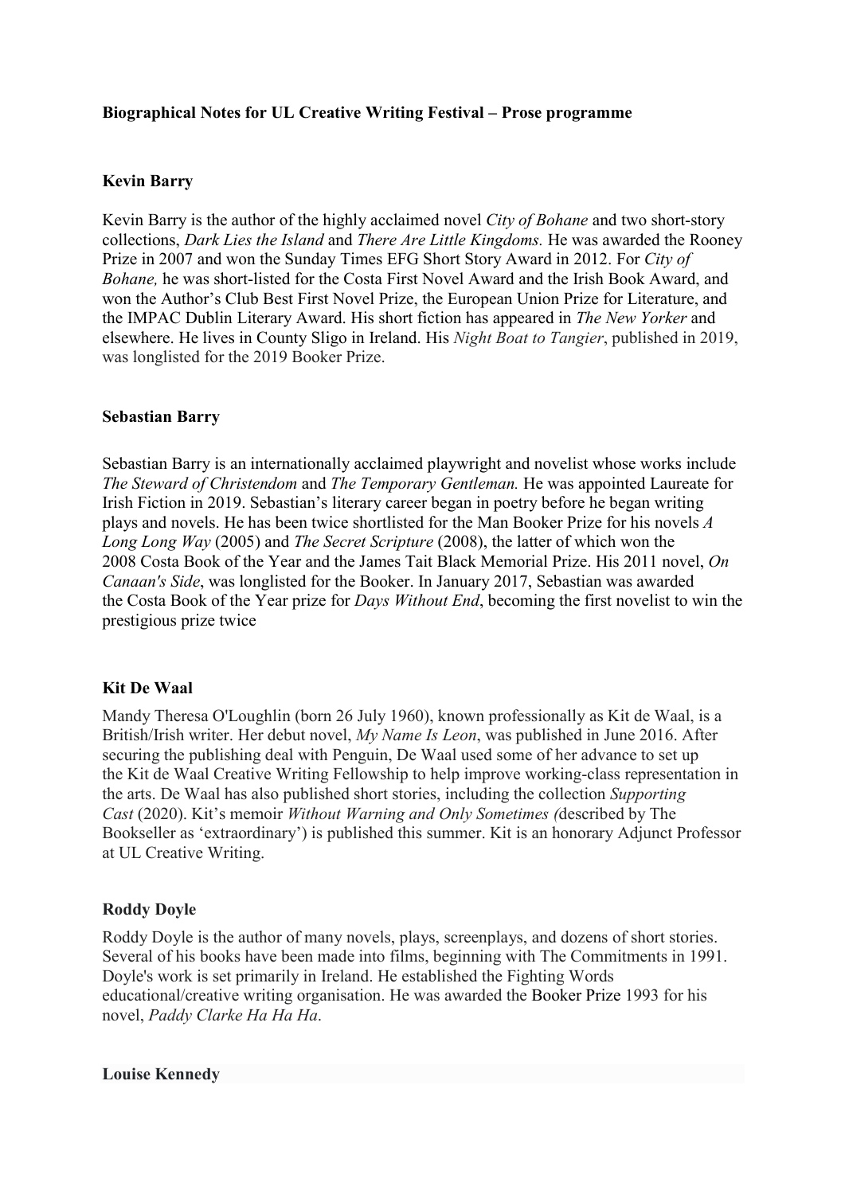**Biographical Notes for UL Creative Writing Festival – Prose programme**

**Kevin Barry**

Kevin Barry is the author of the highly acclaimed novel *City of Bohane* and two short-story collections, *Dark Lies the Island* and *There Are Little Kingdoms.* He was awarded the Rooney Prize in 2007 and won the Sunday Times EFG Short Story Award in 2012. For *City of Bohane,* he was short-listed for the Costa First Novel Award and the Irish Book Award, and won the Author's Club Best First Novel Prize, the European Union Prize for Literature, and the IMPAC Dublin Literary Award. His short fiction has appeared in *The New Yorker* and elsewhere. He lives in County Sligo in Ireland. His *Night Boat to Tangier*, published in 2019, was longlisted for the 2019 Booker Prize.

**Sebastian Barry**

Sebastian Barry is an internationally acclaimed playwright and novelist whose works include *The Steward of Christendom* and *The Temporary Gentleman.* He was appointed Laureate for Irish Fiction in 2019. Sebastian's literary career began in poetry before he began writing plays and novels. He has been twice shortlisted for the Man Booker Prize for his novels *A Long Long Way* (2005) and *The Secret Scripture* (2008), the latter of which won the 2008 Costa Book of the Year and the James Tait Black Memorial Prize. His 2011 novel, *On Canaan's Side*, was longlisted for the Booker. In January 2017, Sebastian was awarded the Costa Book of the Year prize for *Days Without End*, becoming the first novelist to win the prestigious prize twice

**Kit De Waal**

Mandy Theresa O'Loughlin (born 26 July 1960), known professionally as Kit de Waal, is a British/Irish writer. Her debut novel, *My Name Is Leon*, was published in June 2016. After securing the publishing deal with Penguin, De Waal used some of her advance to set up the Kit de Waal Creative Writing Fellowship to help improve working-class representation in the arts. De Waal has also published short stories, including the collection *Supporting Cast* (2020). Kit's memoir *Without Warning and Only Sometimes (*described by The Bookseller as 'extraordinary') is published this summer. Kit is an honorary Adjunct Professor at UL Creative Writing.

**Roddy Doyle**

Roddy Doyle is the author of many novels, plays, screenplays, and dozens of short stories. Several of his books have been made into films, beginning with The Commitments in 1991. Doyle's work is set primarily in Ireland. He established the Fighting Words educational/creative writing organisation. He was awarded the Booker Prize 1993 for his novel, *Paddy Clarke Ha Ha Ha*.

**Louise Kennedy**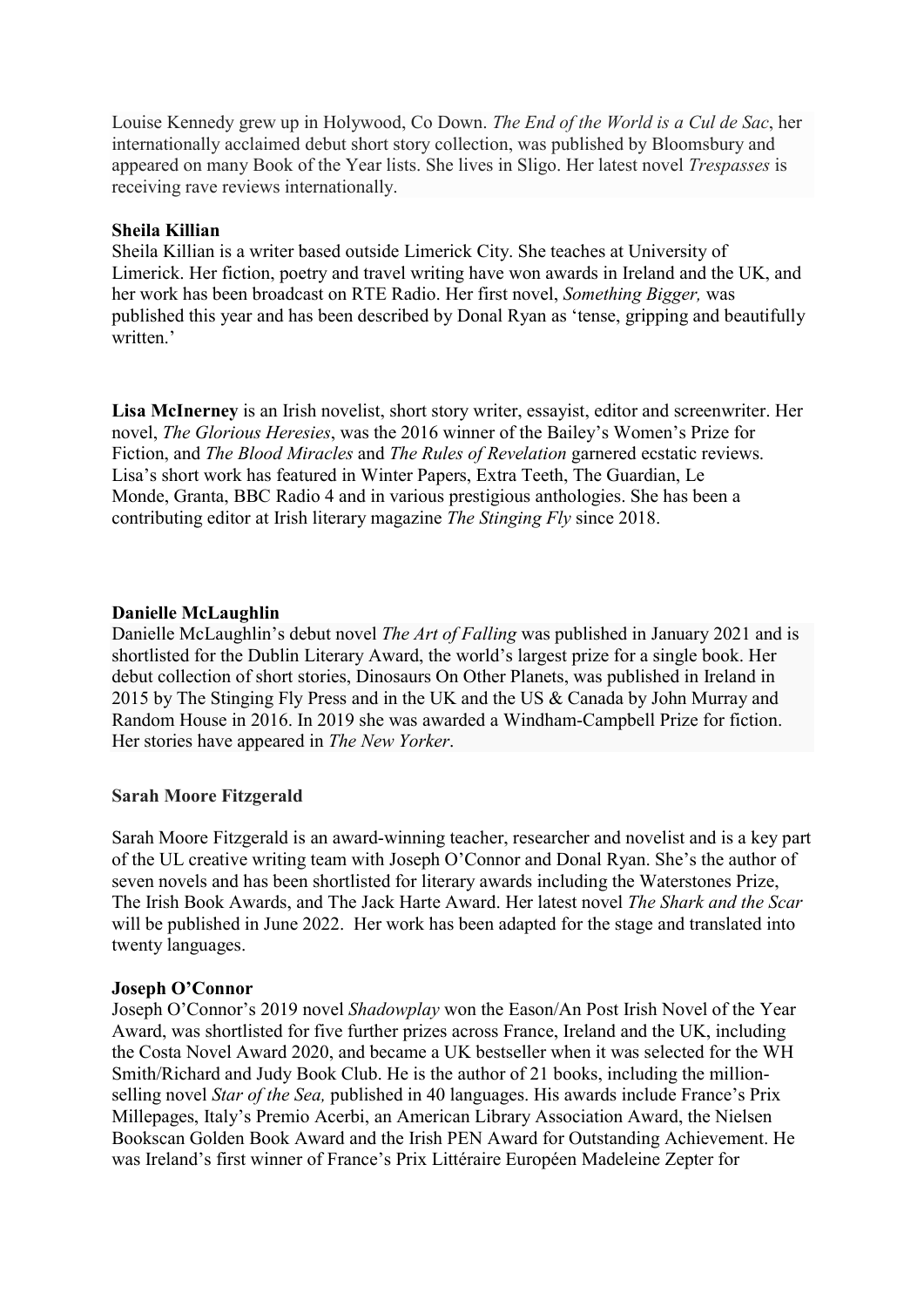Louise Kennedy grew up in Holywood, Co Down. *The End of the World is a Cul de Sac*, her internationally acclaimed debut short story collection, was published by Bloomsbury and appeared on many Book of the Year lists. She lives in Sligo. Her latest novel *Trespasses* is receiving rave reviews internationally.

**Sheila Killian**

Sheila Killian is a writer based outside Limerick City. She teaches at University of Limerick. Her fiction, poetry and travel writing have won awards in Ireland and the UK, and her work has been broadcast on RTE Radio. Her first novel, *Something Bigger,* was published this year and has been described by Donal Ryan as 'tense, gripping and beautifully written.'

**Lisa McInerney** is an Irish novelist, short story writer, essayist, editor and screenwriter. Her novel, *The Glorious Heresies*, was the 2016 winner of the Bailey's Women's Prize for Fiction, and *The Blood Miracles* and *The Rules of Revelation* garnered ecstatic reviews. Lisa's short work has featured in Winter Papers, Extra Teeth, The Guardian, Le Monde, Granta, BBC Radio 4 and in various prestigious anthologies. She has been a contributing editor at Irish literary magazine *The Stinging Fly* since 2018.

**Danielle McLaughlin**

Danielle McLaughlin's debut novel *The Art of Falling* was published in January 2021 and is shortlisted for the Dublin Literary Award, the world's largest prize for a single book. Her debut collection of short stories, Dinosaurs On Other Planets, was published in Ireland in 2015 by The Stinging Fly Press and in the UK and the US & Canada by John Murray and Random House in 2016. In 2019 she was awarded a Windham-Campbell Prize for fiction. Her stories have appeared in *The New Yorker*.

**Sarah Moore Fitzgerald**

Sarah Moore Fitzgerald is an award-winning teacher, researcher and novelist and is a key part of the UL creative writing team with Joseph O'Connor and Donal Ryan. She's the author of seven novels and has been shortlisted for literary awards including the Waterstones Prize, The Irish Book Awards, and The Jack Harte Award. Her latest novel *The Shark and the Scar* will be published in June 2022. Her work has been adapted for the stage and translated into twenty languages.

**Joseph O'Connor**

Joseph O'Connor's 2019 novel *Shadowplay* won the Eason/An Post Irish Novel of the Year Award, was shortlisted for five further prizes across France, Ireland and the UK, including the Costa Novel Award 2020, and became a UK bestseller when it was selected for the WH Smith/Richard and Judy Book Club. He is the author of 21 books, including the million-selling novel *Star of the Sea,* published in 40 languages. His awards include France's Prix Millepages, Italy's Premio Acerbi, an American Library Association Award, the Nielsen Bookscan Golden Book Award and the Irish PEN Award for Outstanding Achievement. He was Ireland's first winner of France's Prix Littéraire Européen Madeleine Zepter for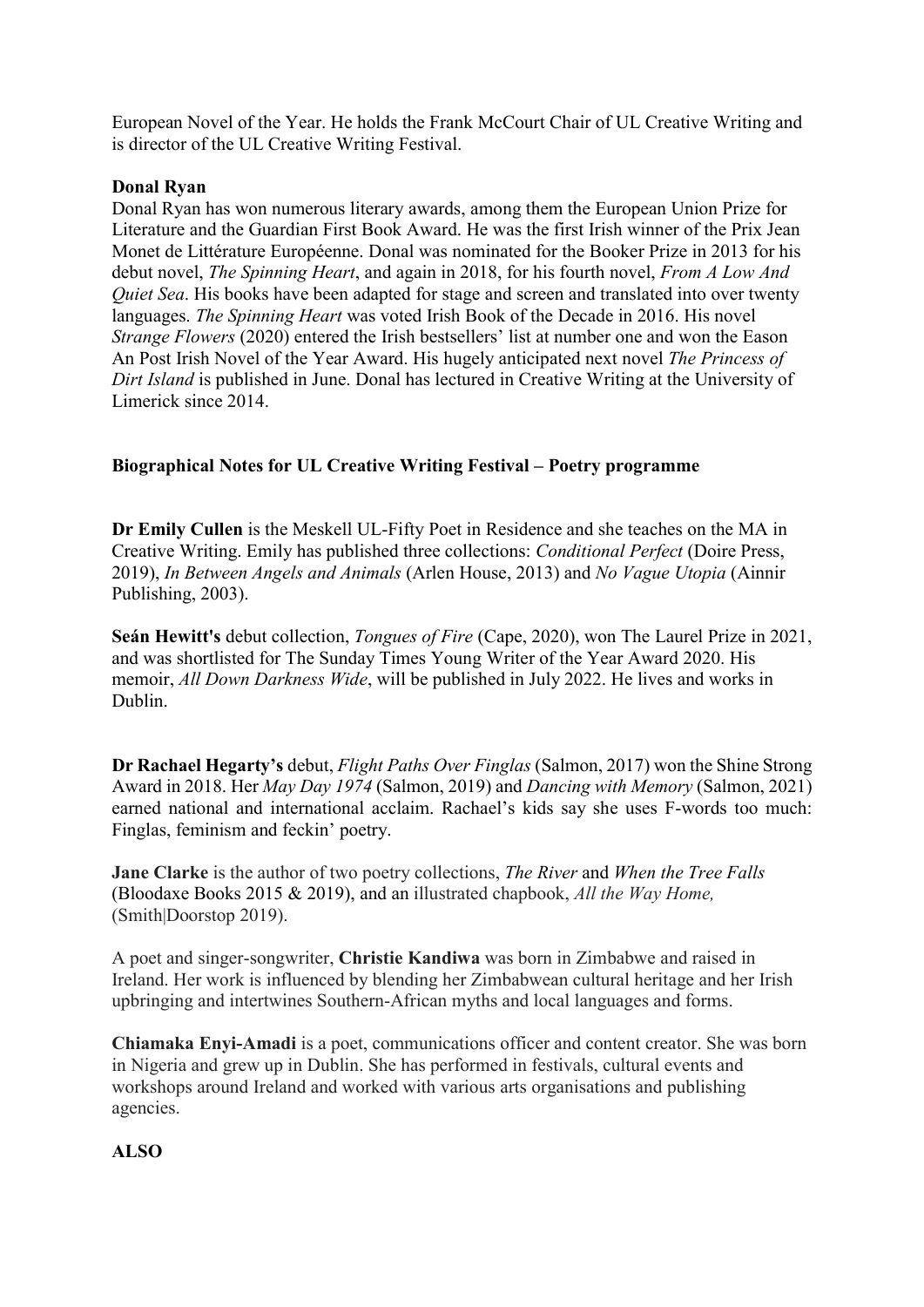European Novel of the Year. He holds the Frank McCourt Chair of UL Creative Writing and is director of the UL Creative Writing Festival.

**Donal Ryan**
Donal Ryan has won numerous literary awards, among them the European Union Prize for Literature and the Guardian First Book Award. He was the first Irish winner of the Prix Jean Monet de Littérature Européenne. Donal was nominated for the Booker Prize in 2013 for his debut novel, *The Spinning Heart*, and again in 2018, for his fourth novel, *From A Low And Quiet Sea*. His books have been adapted for stage and screen and translated into over twenty languages. *The Spinning Heart* was voted Irish Book of the Decade in 2016. His novel *Strange Flowers* (2020) entered the Irish bestsellers' list at number one and won the Eason An Post Irish Novel of the Year Award. His hugely anticipated next novel *The Princess of Dirt Island* is published in June. Donal has lectured in Creative Writing at the University of Limerick since 2014.

## Biographical Notes for UL Creative Writing Festival – Poetry programme

**Dr Emily Cullen** is the Meskell UL-Fifty Poet in Residence and she teaches on the MA in Creative Writing. Emily has published three collections: *Conditional Perfect* (Doire Press, 2019), *In Between Angels and Animals* (Arlen House, 2013) and *No Vague Utopia* (Ainnir Publishing, 2003).

**Seán Hewitt's** debut collection, *Tongues of Fire* (Cape, 2020), won The Laurel Prize in 2021, and was shortlisted for The Sunday Times Young Writer of the Year Award 2020. His memoir, *All Down Darkness Wide*, will be published in July 2022. He lives and works in Dublin.

**Dr Rachael Hegarty's** debut, *Flight Paths Over Finglas* (Salmon, 2017) won the Shine Strong Award in 2018. Her *May Day 1974* (Salmon, 2019) and *Dancing with Memory* (Salmon, 2021) earned national and international acclaim. Rachael's kids say she uses F-words too much: Finglas, feminism and feckin' poetry.

**Jane Clarke** is the author of two poetry collections, *The River* and *When the Tree Falls* (Bloodaxe Books 2015 & 2019), and an illustrated chapbook, *All the Way Home,* (Smith|Doorstop 2019).

A poet and singer-songwriter, **Christie Kandiwa** was born in Zimbabwe and raised in Ireland. Her work is influenced by blending her Zimbabwean cultural heritage and her Irish upbringing and intertwines Southern-African myths and local languages and forms.

**Chiamaka Enyi-Amadi** is a poet, communications officer and content creator. She was born in Nigeria and grew up in Dublin. She has performed in festivals, cultural events and workshops around Ireland and worked with various arts organisations and publishing agencies.

**ALSO**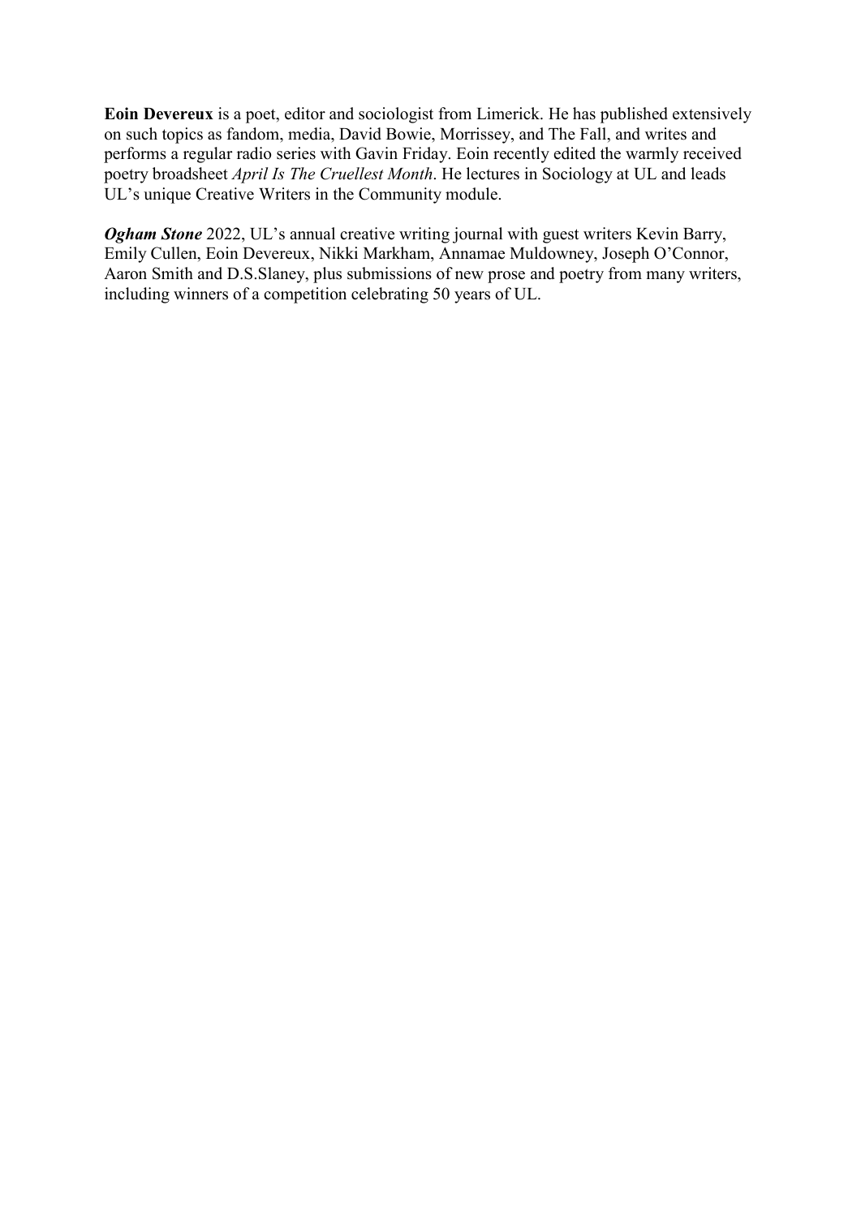**Eoin Devereux** is a poet, editor and sociologist from Limerick. He has published extensively on such topics as fandom, media, David Bowie, Morrissey, and The Fall, and writes and performs a regular radio series with Gavin Friday. Eoin recently edited the warmly received poetry broadsheet *April Is The Cruellest Month*. He lectures in Sociology at UL and leads UL's unique Creative Writers in the Community module.

***Ogham Stone*** 2022, UL's annual creative writing journal with guest writers Kevin Barry, Emily Cullen, Eoin Devereux, Nikki Markham, Annamae Muldowney, Joseph O'Connor, Aaron Smith and D.S.Slaney, plus submissions of new prose and poetry from many writers, including winners of a competition celebrating 50 years of UL.